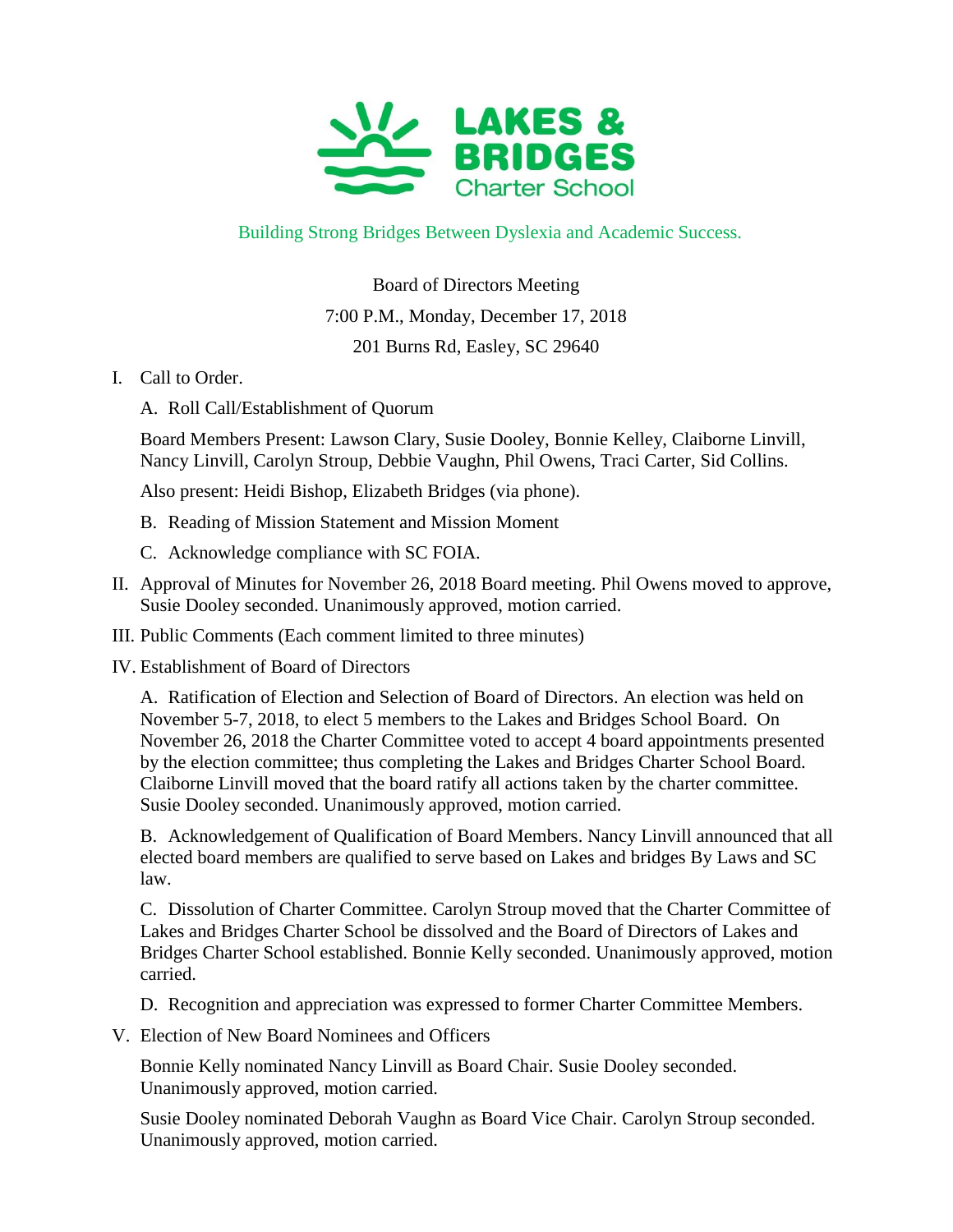# LAKES & BRIDGES Charter School

Building Strong Bridges Between Dyslexia and Academic Success.

Board of Directors Meeting

7:00 P.M., Monday, December 17, 2018

201 Burns Rd, Easley, SC 29640

I. Call to Order.

   A. Roll Call/Establishment of Quorum

   Board Members Present: Lawson Clary, Susie Dooley, Bonnie Kelley, Claiborne Linvill, Nancy Linvill, Carolyn Stroup, Debbie Vaughn, Phil Owens, Traci Carter, Sid Collins.

   Also present: Heidi Bishop, Elizabeth Bridges (via phone).

   B. Reading of Mission Statement and Mission Moment

   C. Acknowledge compliance with SC FOIA.

II. Approval of Minutes for November 26, 2018 Board meeting. Phil Owens moved to approve, Susie Dooley seconded. Unanimously approved, motion carried.

III. Public Comments (Each comment limited to three minutes)

IV. Establishment of Board of Directors

   A. Ratification of Election and Selection of Board of Directors. An election was held on November 5-7, 2018, to elect 5 members to the Lakes and Bridges School Board. On November 26, 2018 the Charter Committee voted to accept 4 board appointments presented by the election committee; thus completing the Lakes and Bridges Charter School Board. Claiborne Linvill moved that the board ratify all actions taken by the charter committee. Susie Dooley seconded. Unanimously approved, motion carried.

   B. Acknowledgement of Qualification of Board Members. Nancy Linvill announced that all elected board members are qualified to serve based on Lakes and bridges By Laws and SC law.

   C. Dissolution of Charter Committee. Carolyn Stroup moved that the Charter Committee of Lakes and Bridges Charter School be dissolved and the Board of Directors of Lakes and Bridges Charter School established. Bonnie Kelly seconded. Unanimously approved, motion carried.

   D. Recognition and appreciation was expressed to former Charter Committee Members.

V. Election of New Board Nominees and Officers

   Bonnie Kelly nominated Nancy Linvill as Board Chair. Susie Dooley seconded. Unanimously approved, motion carried.

   Susie Dooley nominated Deborah Vaughn as Board Vice Chair. Carolyn Stroup seconded. Unanimously approved, motion carried.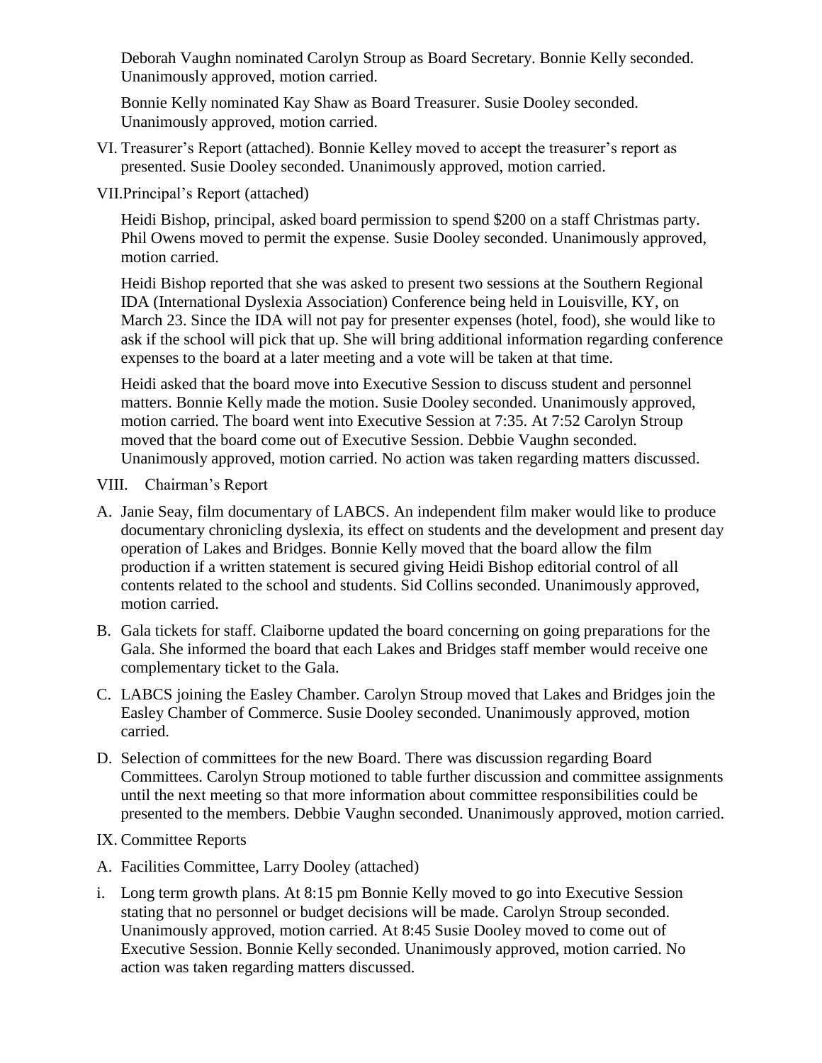Deborah Vaughn nominated Carolyn Stroup as Board Secretary. Bonnie Kelly seconded. Unanimously approved, motion carried.

Bonnie Kelly nominated Kay Shaw as Board Treasurer. Susie Dooley seconded. Unanimously approved, motion carried.

VI. Treasurer's Report (attached). Bonnie Kelley moved to accept the treasurer's report as presented. Susie Dooley seconded. Unanimously approved, motion carried.

VII. Principal's Report (attached)

Heidi Bishop, principal, asked board permission to spend $200 on a staff Christmas party. Phil Owens moved to permit the expense. Susie Dooley seconded. Unanimously approved, motion carried.

Heidi Bishop reported that she was asked to present two sessions at the Southern Regional IDA (International Dyslexia Association) Conference being held in Louisville, KY, on March 23. Since the IDA will not pay for presenter expenses (hotel, food), she would like to ask if the school will pick that up. She will bring additional information regarding conference expenses to the board at a later meeting and a vote will be taken at that time.

Heidi asked that the board move into Executive Session to discuss student and personnel matters. Bonnie Kelly made the motion. Susie Dooley seconded. Unanimously approved, motion carried. The board went into Executive Session at 7:35. At 7:52 Carolyn Stroup moved that the board come out of Executive Session. Debbie Vaughn seconded. Unanimously approved, motion carried. No action was taken regarding matters discussed.

VIII. Chairman's Report

A. Janie Seay, film documentary of LABCS. An independent film maker would like to produce documentary chronicling dyslexia, its effect on students and the development and present day operation of Lakes and Bridges. Bonnie Kelly moved that the board allow the film production if a written statement is secured giving Heidi Bishop editorial control of all contents related to the school and students. Sid Collins seconded. Unanimously approved, motion carried.

B. Gala tickets for staff. Claiborne updated the board concerning on going preparations for the Gala. She informed the board that each Lakes and Bridges staff member would receive one complementary ticket to the Gala.

C. LABCS joining the Easley Chamber. Carolyn Stroup moved that Lakes and Bridges join the Easley Chamber of Commerce. Susie Dooley seconded. Unanimously approved, motion carried.

D. Selection of committees for the new Board. There was discussion regarding Board Committees. Carolyn Stroup motioned to table further discussion and committee assignments until the next meeting so that more information about committee responsibilities could be presented to the members. Debbie Vaughn seconded. Unanimously approved, motion carried.

IX. Committee Reports

A. Facilities Committee, Larry Dooley (attached)

i. Long term growth plans. At 8:15 pm Bonnie Kelly moved to go into Executive Session stating that no personnel or budget decisions will be made. Carolyn Stroup seconded. Unanimously approved, motion carried. At 8:45 Susie Dooley moved to come out of Executive Session. Bonnie Kelly seconded. Unanimously approved, motion carried. No action was taken regarding matters discussed.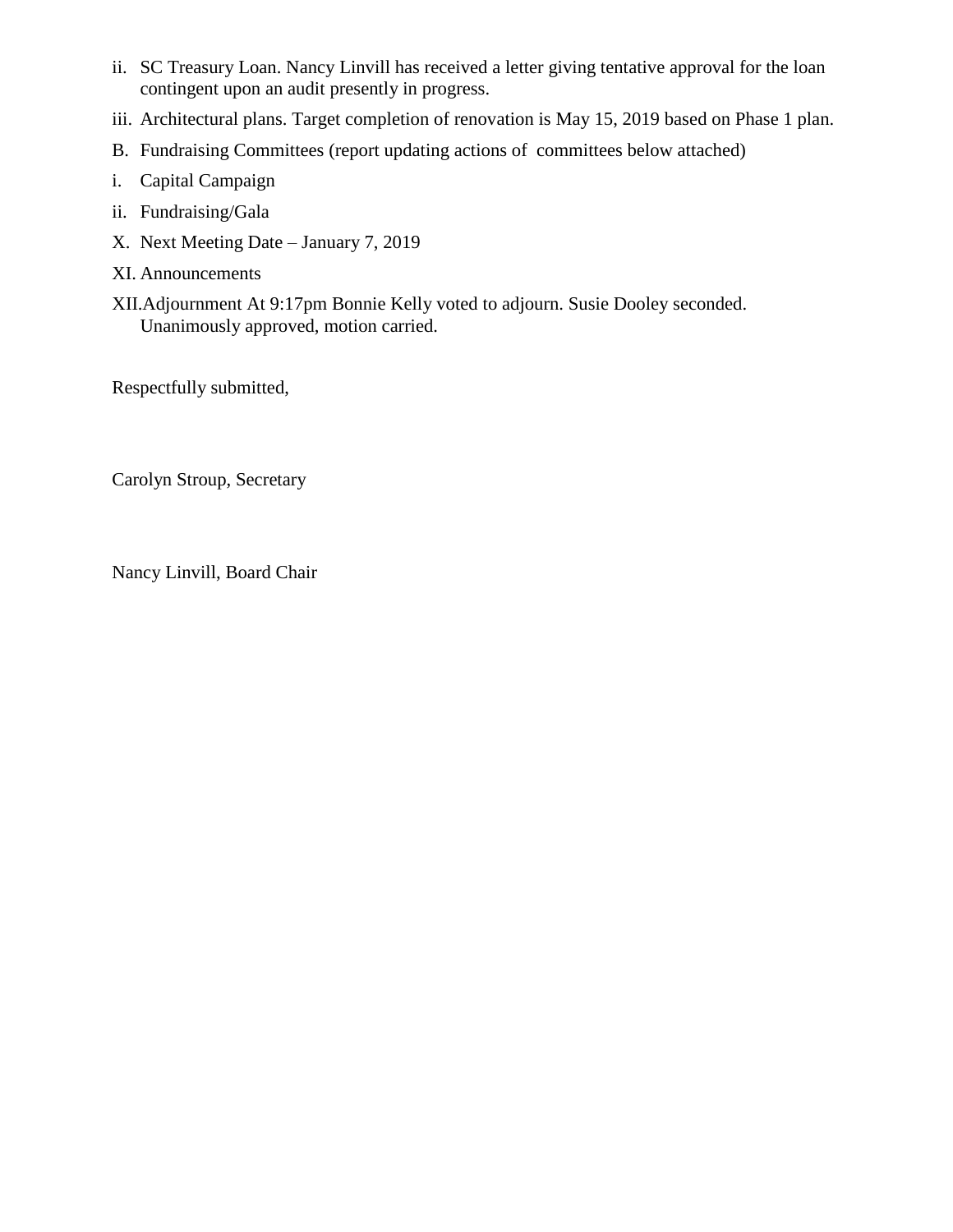ii. SC Treasury Loan. Nancy Linvill has received a letter giving tentative approval for the loan contingent upon an audit presently in progress.

iii. Architectural plans. Target completion of renovation is May 15, 2019 based on Phase 1 plan.

B. Fundraising Committees (report updating actions of committees below attached)

i. Capital Campaign

ii. Fundraising/Gala

X. Next Meeting Date – January 7, 2019

XI. Announcements

XII. Adjournment At 9:17pm Bonnie Kelly voted to adjourn. Susie Dooley seconded. Unanimously approved, motion carried.

Respectfully submitted,

Carolyn Stroup, Secretary

Nancy Linvill, Board Chair